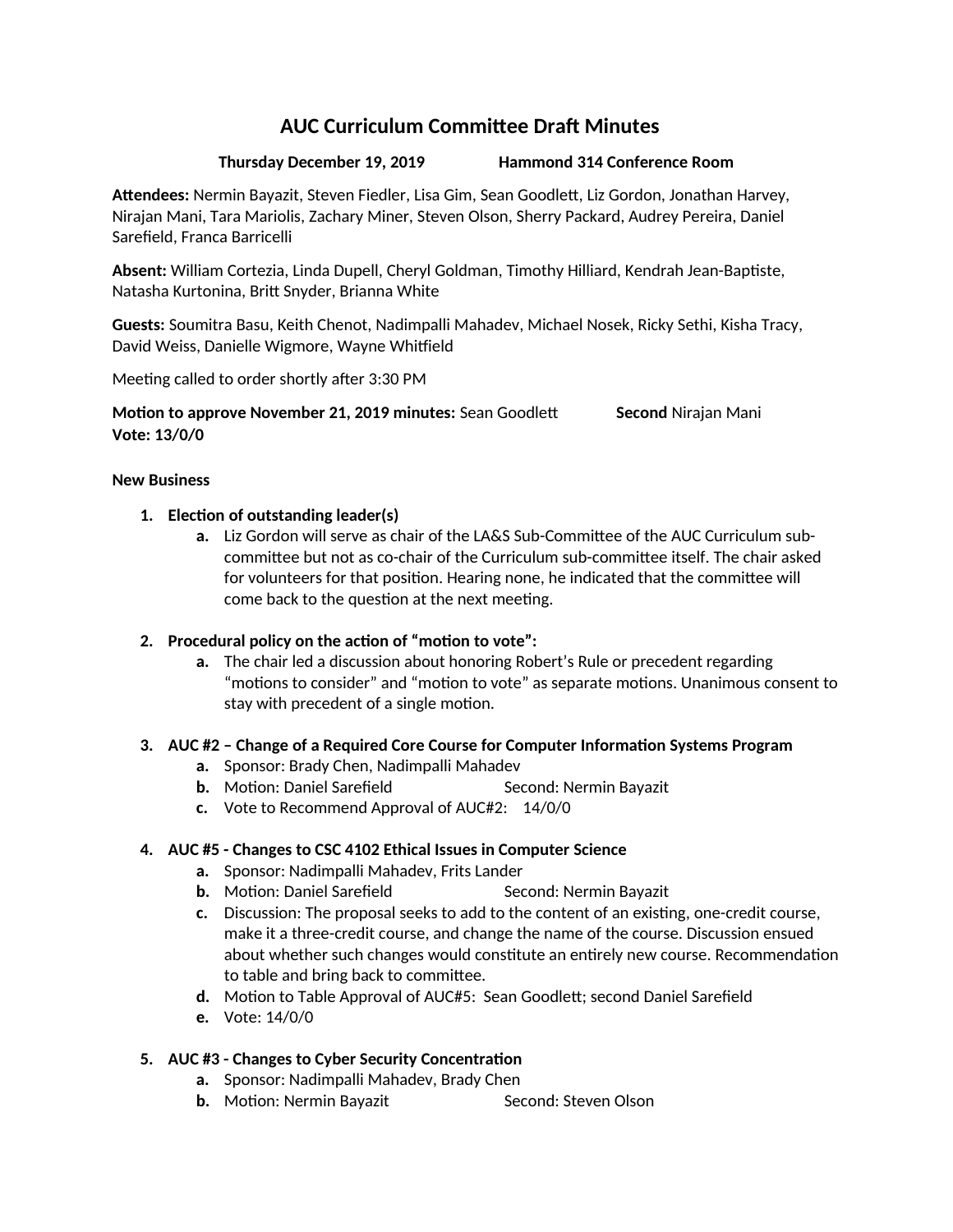# AUC Curriculum Committee Draft Minutes

**Thursday December 19, 2019 Hammond 314 Conference Room**

**Attendees:** Nermin Bayazit, Steven Fiedler, Lisa Gim, Sean Goodlett, Liz Gordon, Jonathan Harvey, Nirajan Mani, Tara Mariolis, Zachary Miner, Steven Olson, Sherry Packard, Audrey Pereira, Daniel Sarefield, Franca Barricelli

**Absent:** William Cortezia, Linda Dupell, Cheryl Goldman, Timothy Hilliard, Kendrah Jean-Baptiste, Natasha Kurtonina, Britt Snyder, Brianna White

**Guests:** Soumitra Basu, Keith Chenot, Nadimpalli Mahadev, Michael Nosek, Ricky Sethi, Kisha Tracy, David Weiss, Danielle Wigmore, Wayne Whitfield

Meeting called to order shortly after 3:30 PM

**Motion to approve November 21, 2019 minutes:** Sean Goodlett **Second** Nirajan Mani
**Vote: 13/0/0**

**New Business**

1. **Election of outstanding leader(s)**
   a. Liz Gordon will serve as chair of the LA&S Sub-Committee of the AUC Curriculum sub-committee but not as co-chair of the Curriculum sub-committee itself. The chair asked for volunteers for that position. Hearing none, he indicated that the committee will come back to the question at the next meeting.

2. **Procedural policy on the action of "motion to vote":**
   a. The chair led a discussion about honoring Robert's Rule or precedent regarding "motions to consider" and "motion to vote" as separate motions. Unanimous consent to stay with precedent of a single motion.

3. **AUC #2 – Change of a Required Core Course for Computer Information Systems Program**
   a. Sponsor: Brady Chen, Nadimpalli Mahadev
   b. Motion: Daniel Sarefield Second: Nermin Bayazit
   c. Vote to Recommend Approval of AUC#2: 14/0/0

4. **AUC #5 - Changes to CSC 4102 Ethical Issues in Computer Science**
   a. Sponsor: Nadimpalli Mahadev, Frits Lander
   b. Motion: Daniel Sarefield Second: Nermin Bayazit
   c. Discussion: The proposal seeks to add to the content of an existing, one-credit course, make it a three-credit course, and change the name of the course. Discussion ensued about whether such changes would constitute an entirely new course. Recommendation to table and bring back to committee.
   d. Motion to Table Approval of AUC#5: Sean Goodlett; second Daniel Sarefield
   e. Vote: 14/0/0

5. **AUC #3 - Changes to Cyber Security Concentration**
   a. Sponsor: Nadimpalli Mahadev, Brady Chen
   b. Motion: Nermin Bayazit Second: Steven Olson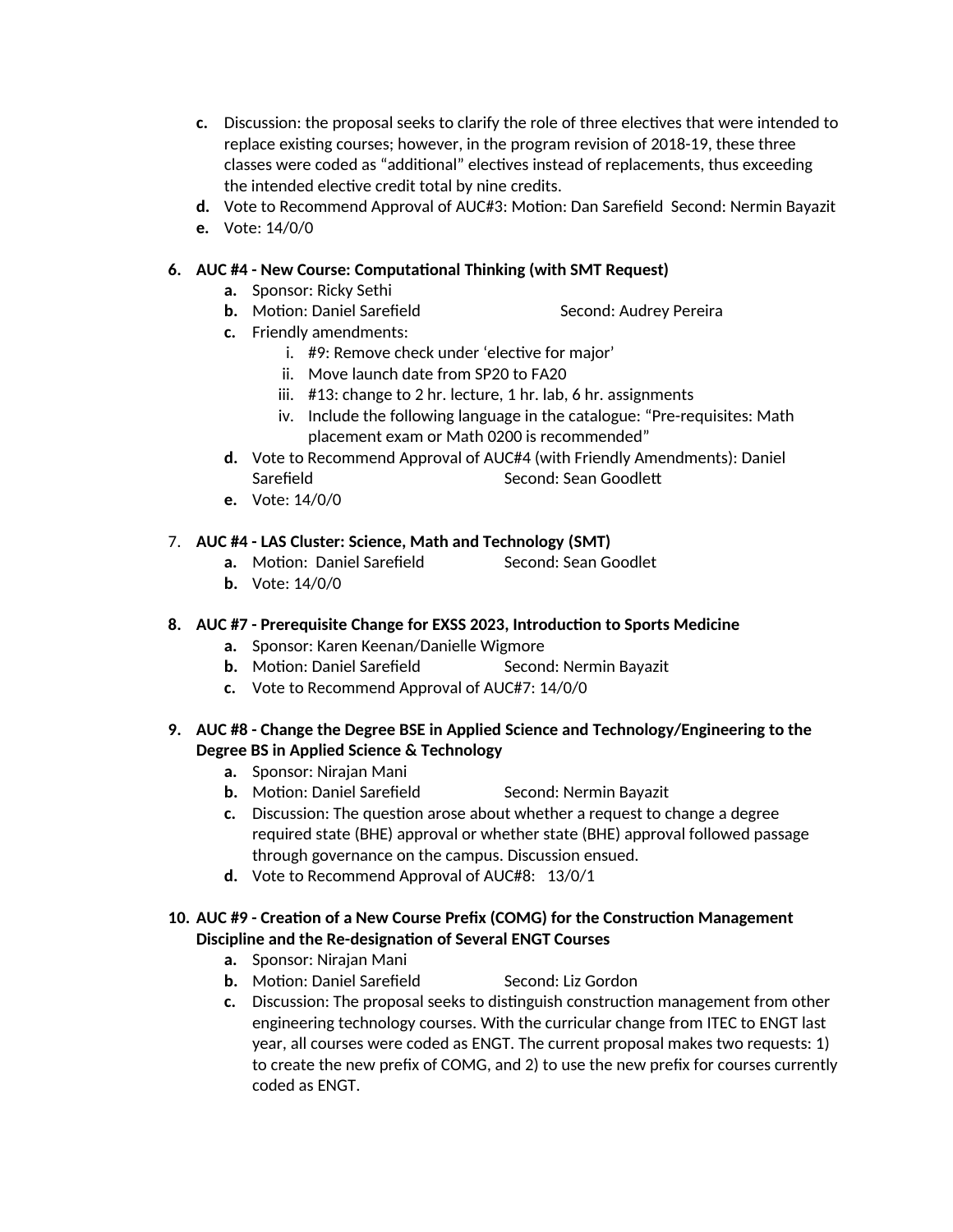c. Discussion: the proposal seeks to clarify the role of three electives that were intended to replace existing courses; however, in the program revision of 2018-19, these three classes were coded as "additional" electives instead of replacements, thus exceeding the intended elective credit total by nine credits.

d. Vote to Recommend Approval of AUC#3: Motion: Dan Sarefield Second: Nermin Bayazit

e. Vote: 14/0/0

6. **AUC #4 - New Course: Computational Thinking (with SMT Request)**
   a. Sponsor: Ricky Sethi
   b. Motion: Daniel Sarefield Second: Audrey Pereira
   c. Friendly amendments:
      i. #9: Remove check under 'elective for major'
      ii. Move launch date from SP20 to FA20
      iii. #13: change to 2 hr. lecture, 1 hr. lab, 6 hr. assignments
      iv. Include the following language in the catalogue: "Pre-requisites: Math placement exam or Math 0200 is recommended"
   d. Vote to Recommend Approval of AUC#4 (with Friendly Amendments): Daniel Sarefield Second: Sean Goodlett
   e. Vote: 14/0/0

7. **AUC #4 - LAS Cluster: Science, Math and Technology (SMT)**
   a. Motion: Daniel Sarefield Second: Sean Goodlet
   b. Vote: 14/0/0

8. **AUC #7 - Prerequisite Change for EXSS 2023, Introduction to Sports Medicine**
   a. Sponsor: Karen Keenan/Danielle Wigmore
   b. Motion: Daniel Sarefield Second: Nermin Bayazit
   c. Vote to Recommend Approval of AUC#7: 14/0/0

9. **AUC #8 - Change the Degree BSE in Applied Science and Technology/Engineering to the Degree BS in Applied Science & Technology**
   a. Sponsor: Nirajan Mani
   b. Motion: Daniel Sarefield Second: Nermin Bayazit
   c. Discussion: The question arose about whether a request to change a degree required state (BHE) approval or whether state (BHE) approval followed passage through governance on the campus. Discussion ensued.
   d. Vote to Recommend Approval of AUC#8: 13/0/1

10. **AUC #9 - Creation of a New Course Prefix (COMG) for the Construction Management Discipline and the Re-designation of Several ENGT Courses**
    a. Sponsor: Nirajan Mani
    b. Motion: Daniel Sarefield Second: Liz Gordon
    c. Discussion: The proposal seeks to distinguish construction management from other engineering technology courses. With the curricular change from ITEC to ENGT last year, all courses were coded as ENGT. The current proposal makes two requests: 1) to create the new prefix of COMG, and 2) to use the new prefix for courses currently coded as ENGT.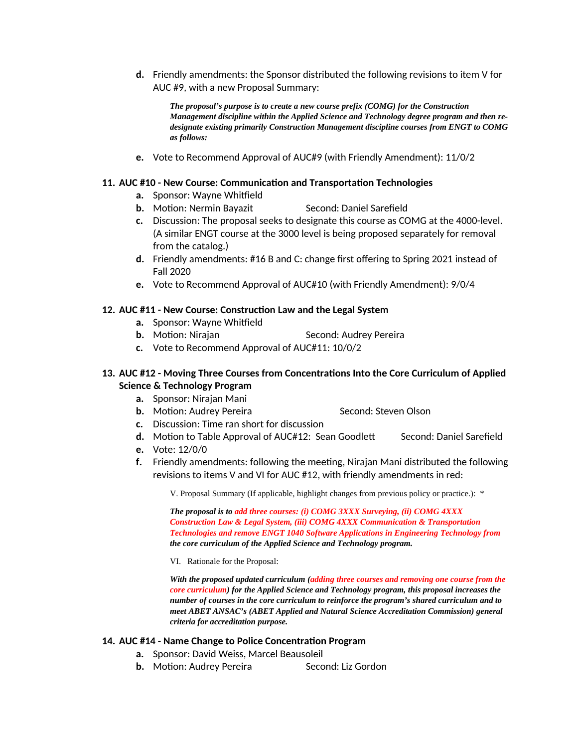d. Friendly amendments: the Sponsor distributed the following revisions to item V for AUC #9, with a new Proposal Summary:

> ***The proposal's purpose is to create a new course prefix (COMG) for the Construction Management discipline within the Applied Science and Technology degree program and then re-designate existing primarily Construction Management discipline courses from ENGT to COMG as follows:***

e. Vote to Recommend Approval of AUC#9 (with Friendly Amendment): 11/0/2

**11. AUC #10 - New Course: Communication and Transportation Technologies**

a. Sponsor: Wayne Whitfield

b. Motion: Nermin Bayazit Second: Daniel Sarefield

c. Discussion: The proposal seeks to designate this course as COMG at the 4000-level. (A similar ENGT course at the 3000 level is being proposed separately for removal from the catalog.)

d. Friendly amendments: #16 B and C: change first offering to Spring 2021 instead of Fall 2020

e. Vote to Recommend Approval of AUC#10 (with Friendly Amendment): 9/0/4

**12. AUC #11 - New Course: Construction Law and the Legal System**

a. Sponsor: Wayne Whitfield

b. Motion: Nirajan Second: Audrey Pereira

c. Vote to Recommend Approval of AUC#11: 10/0/2

**13. AUC #12 - Moving Three Courses from Concentrations Into the Core Curriculum of Applied Science & Technology Program**

a. Sponsor: Nirajan Mani

b. Motion: Audrey Pereira Second: Steven Olson

c. Discussion: Time ran short for discussion

d. Motion to Table Approval of AUC#12: Sean Goodlett Second: Daniel Sarefield

e. Vote: 12/0/0

f. Friendly amendments: following the meeting, Nirajan Mani distributed the following revisions to items V and VI for AUC #12, with friendly amendments in red:

> V. Proposal Summary (If applicable, highlight changes from previous policy or practice.): *
>
> ***The proposal is to add three courses: (i) COMG 3XXX Surveying, (ii) COMG 4XXX Construction Law & Legal System, (iii) COMG 4XXX Communication & Transportation Technologies and remove ENGT 1040 Software Applications in Engineering Technology from the core curriculum of the Applied Science and Technology program.***
>
> VI. Rationale for the Proposal:
>
> ***With the proposed updated curriculum (adding three courses and removing one course from the core curriculum) for the Applied Science and Technology program, this proposal increases the number of courses in the core curriculum to reinforce the program's shared curriculum and to meet ABET ANSAC's (ABET Applied and Natural Science Accreditation Commission) general criteria for accreditation purpose.***

**14. AUC #14 - Name Change to Police Concentration Program**

a. Sponsor: David Weiss, Marcel Beausoleil

b. Motion: Audrey Pereira Second: Liz Gordon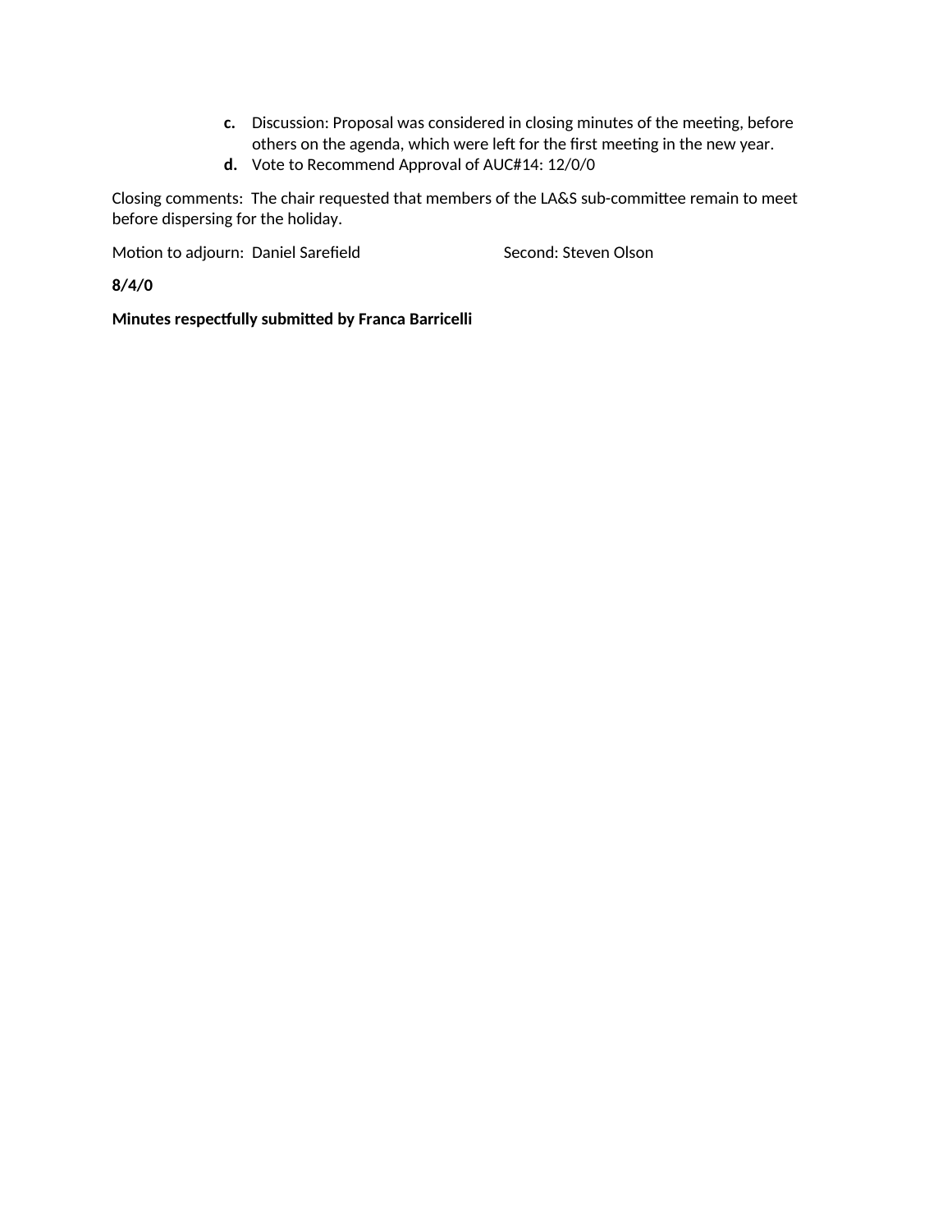c. Discussion: Proposal was considered in closing minutes of the meeting, before others on the agenda, which were left for the first meeting in the new year.
d. Vote to Recommend Approval of AUC#14: 12/0/0

Closing comments: The chair requested that members of the LA&S sub-committee remain to meet before dispersing for the holiday.

Motion to adjourn: Daniel Sarefield Second: Steven Olson

**8/4/0**

**Minutes respectfully submitted by Franca Barricelli**